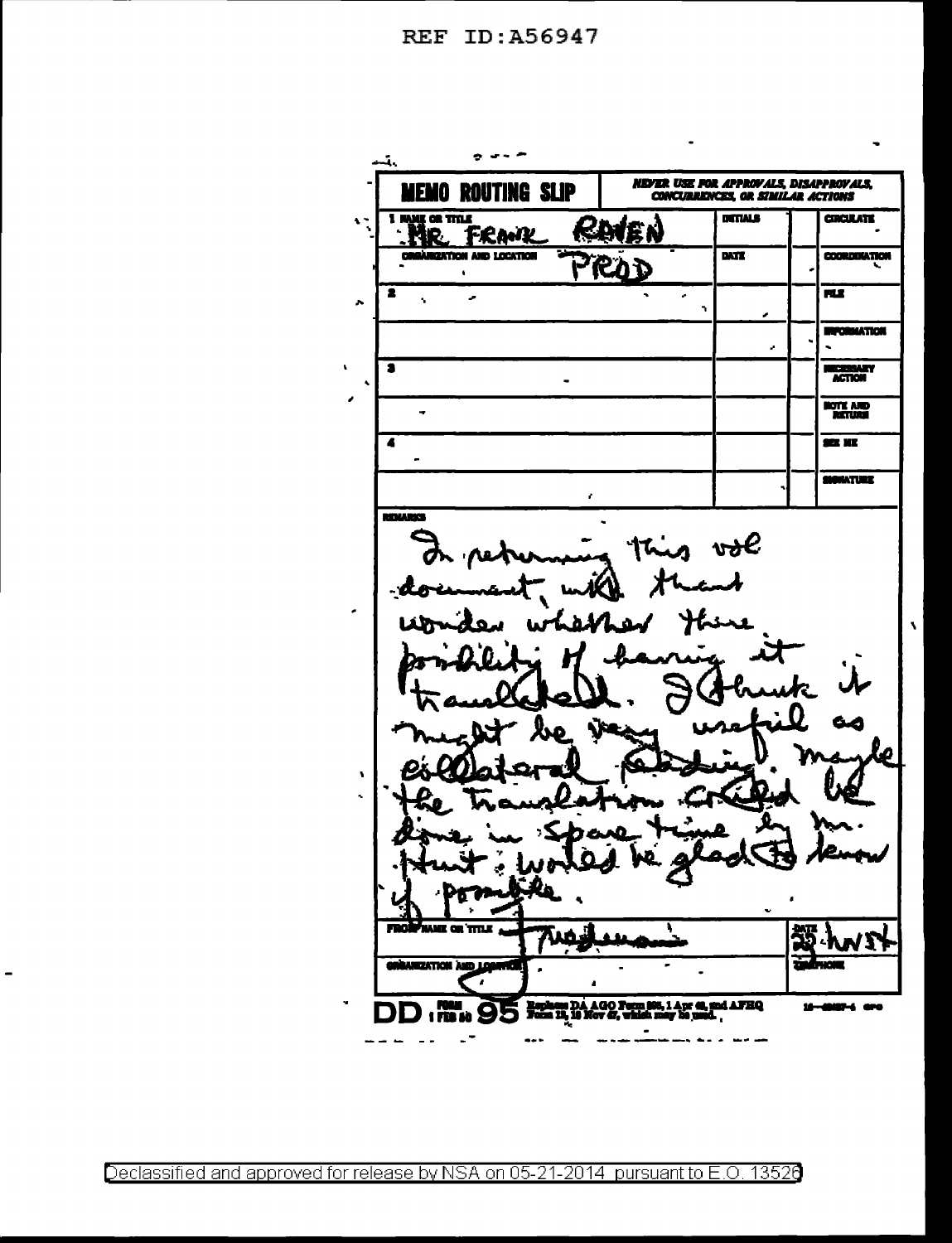REF ID:A56947

# MEMO ROUTING SLIP

NEVER USE FOR APPROVALS, DISAPPROVALS, CONCURRENCES, OR SIMILAR ACTIONS

| NAME OR TITLE | INITIALS | | |
|---|---|---|---|
| 1 Mr. Frank Raven | | | CIRCULATE |
| ORGANIZATION AND LOCATION PROD | DATE | | COORDINATION |
| 2 | | | FILE |
| | | | INFORMATION |
| 3 | | | NECESSARY ACTION |
| | | | NOTE AND RETURN |
| 4 | | | SEE ME |
| | | | SIGNATURE |

REMARKS

In returning this vol document, wld [?] thank [?] wonder whether there possibility of having it translated. I think it might be very useful as collateral reading. Maybe the translation could be done in spare time by Mr. Hunt. Would be glad to know if possible.

FROM NAME OR TITLE: Friedman

DATE: 22 Aug 54

ORGANIZATION AND LOCATION

TELEPHONE

DD FORM 1 FEB 50 95 Replaces DA AGO Form 895, 1 Apr 48, and AFHQ Form 12, 10 Nov 47, which may be used.

Declassified and approved for release by NSA on 05-21-2014 pursuant to E.O. 13526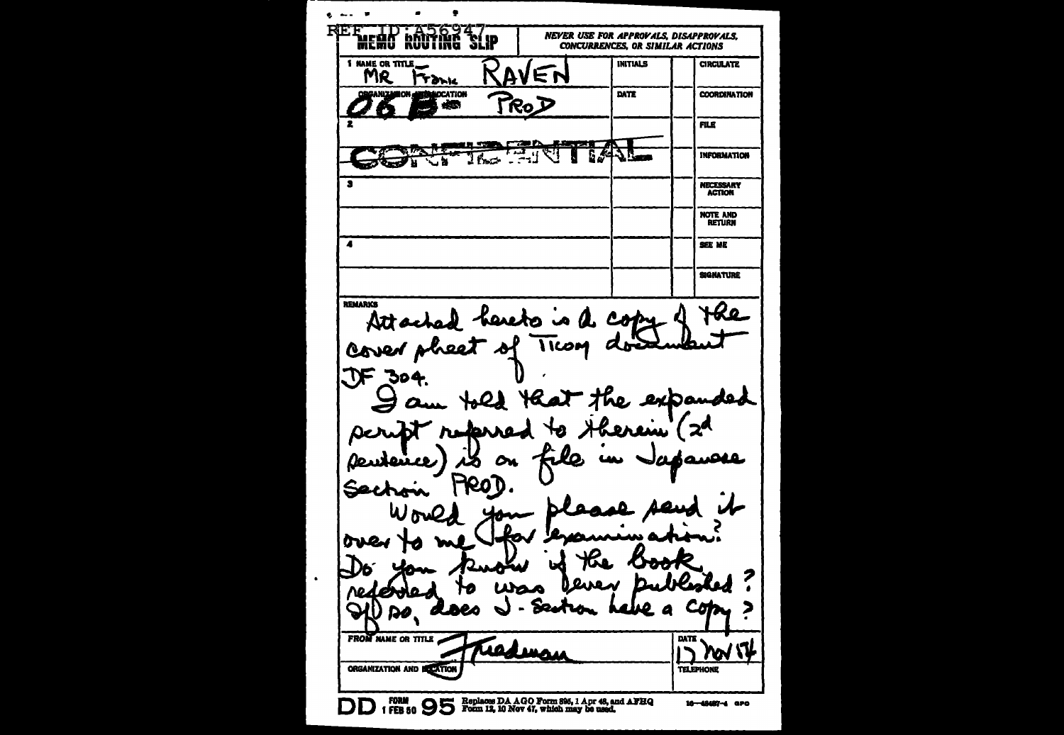REF ID:A56947

# MEMO ROUTING SLIP

**NEVER USE FOR APPROVALS, DISAPPROVALS, CONCURRENCES, OR SIMILAR ACTIONS**

| | INITIALS | | |
|---|---|---|---|
| 1 NAME OR TITLE: MR Frank RAVEN | INITIALS | | CIRCULATE |
| ORGANIZATION AND LOCATION: 06 PROD | DATE | | COORDINATION |
| 2 | | | FILE |
| CONFIDENTIAL | | | INFORMATION |
| 3 | | | NECESSARY ACTION |
| | | | NOTE AND RETURN |
| 4 | | | SEE ME |
| | | | SIGNATURE |

REMARKS

Attached hereto is a copy of the cover sheet of Ticom document DF 304.

I am told that the expanded script referred to therein (2d sentence) is on file in Japanese Section PROD.

Would you please send it over to me for examination?

Do you know if the book referred to was ever published? If so, does J-Section have a copy?

FROM NAME OR TITLE: Friedman

DATE: 17 Nov 54

ORGANIZATION AND LOCATION

TELEPHONE

DD FORM 1 FEB 50 95 Replaces DA AGO Form 895, 1 Apr 48, and AFHQ Form 12, 10 Nov 47, which may be used.

16—48487-4 GPO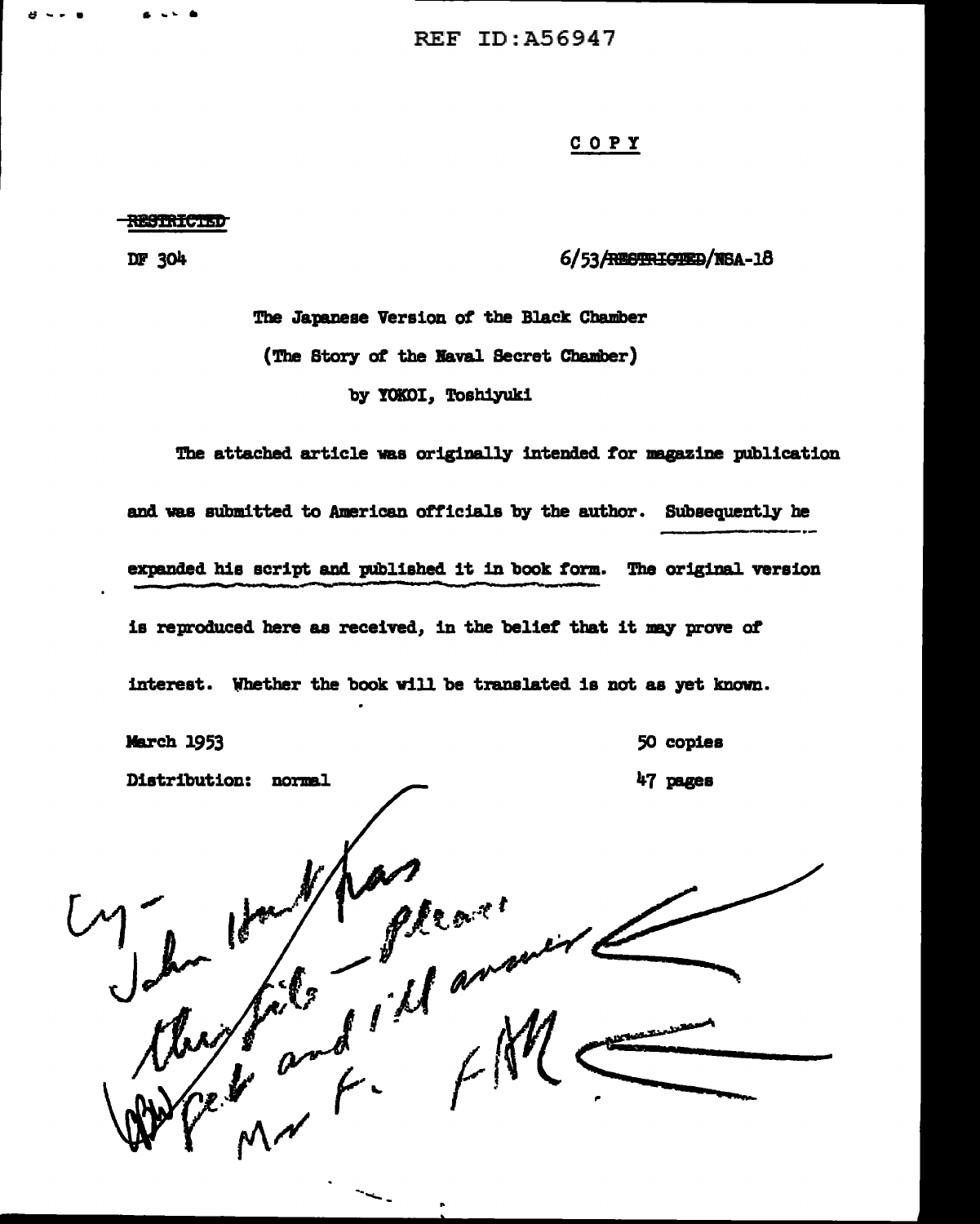REF ID:A56947

COPY

~~RESTRICTED~~

DF 304

6/53/~~RESTRICTED~~/NSA-18

The Japanese Version of the Black Chamber

(The Story of the Naval Secret Chamber)

by YOKOI, Toshiyuki

The attached article was originally intended for magazine publication and was submitted to American officials by the author. Subsequently he expanded his script and published it in book form. The original version is reproduced here as received, in the belief that it may prove of interest. Whether the book will be translated is not as yet known.

March 1953

50 copies

Distribution: normal

47 pages

Cy - John Hurt has this file - please return and I'll answer Mr F. FRH